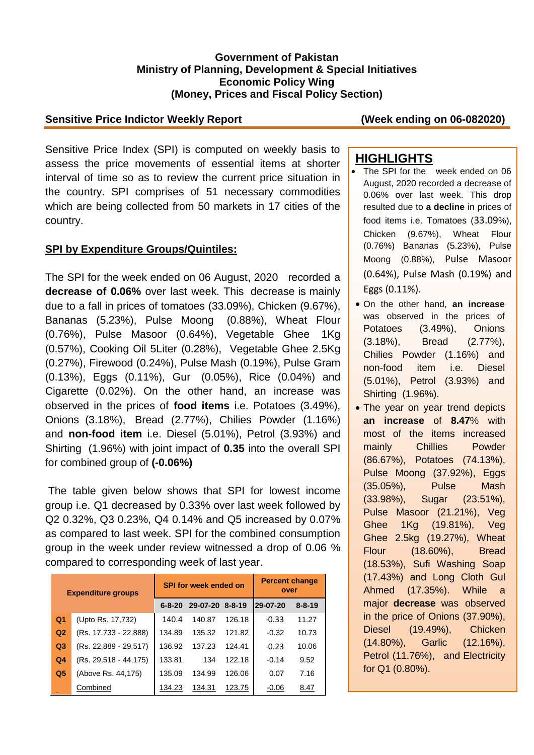**Government of Pakistan**
**Ministry of Planning, Development & Special Initiatives**
**Economic Policy Wing**
**(Money, Prices and Fiscal Policy Section)**

**Sensitive Price Indictor Weekly Report** **(Week ending on 06-082020)**

Sensitive Price Index (SPI) is computed on weekly basis to assess the price movements of essential items at shorter interval of time so as to review the current price situation in the country. SPI comprises of 51 necessary commodities which are being collected from 50 markets in 17 cities of the country.

## SPI by Expenditure Groups/Quintiles:

The SPI for the week ended on 06 August, 2020 recorded a **decrease of 0.06%** over last week. This decrease is mainly due to a fall in prices of tomatoes (33.09%), Chicken (9.67%), Bananas (5.23%), Pulse Moong (0.88%), Wheat Flour (0.76%), Pulse Masoor (0.64%), Vegetable Ghee 1Kg (0.57%), Cooking Oil 5Liter (0.28%), Vegetable Ghee 2.5Kg (0.27%), Firewood (0.24%), Pulse Mash (0.19%), Pulse Gram (0.13%), Eggs (0.11%), Gur (0.05%), Rice (0.04%) and Cigarette (0.02%). On the other hand, an increase was observed in the prices of **food items** i.e. Potatoes (3.49%), Onions (3.18%), Bread (2.77%), Chilies Powder (1.16%) and **non-food item** i.e. Diesel (5.01%), Petrol (3.93%) and Shirting (1.96%) with joint impact of **0.35** into the overall SPI for combined group of **(-0.06%)**

The table given below shows that SPI for lowest income group i.e. Q1 decreased by 0.33% over last week followed by Q2 0.32%, Q3 0.23%, Q4 0.14% and Q5 increased by 0.07% as compared to last week. SPI for the combined consumption group in the week under review witnessed a drop of 0.06 % compared to corresponding week of last year.

| Expenditure groups | | SPI for week ended on | | | Percent change over | |
|---|---|---|---|---|---|---|
| | | 6-8-20 | 29-07-20 | 8-8-19 | 29-07-20 | 8-8-19 |
| Q1 | (Upto Rs. 17,732) | 140.4 | 140.87 | 126.18 | -0.33 | 11.27 |
| Q2 | (Rs. 17,733 - 22,888) | 134.89 | 135.32 | 121.82 | -0.32 | 10.73 |
| Q3 | (Rs. 22,889 - 29,517) | 136.92 | 137.23 | 124.41 | -0.23 | 10.06 |
| Q4 | (Rs. 29,518 - 44,175) | 133.81 | 134 | 122.18 | -0.14 | 9.52 |
| Q5 | (Above Rs. 44,175) | 135.09 | 134.99 | 126.06 | 0.07 | 7.16 |
| | Combined | 134.23 | 134.31 | 123.75 | -0.06 | 8.47 |

## HIGHLIGHTS

- The SPI for the week ended on 06 August, 2020 recorded a decrease of 0.06% over last week. This drop resulted due to **a decline** in prices of food items i.e. Tomatoes (33.09%), Chicken (9.67%), Wheat Flour (0.76%) Bananas (5.23%), Pulse Moong (0.88%), Pulse Masoor (0.64%), Pulse Mash (0.19%) and Eggs (0.11%).
- On the other hand, **an increase** was observed in the prices of Potatoes (3.49%), Onions (3.18%), Bread (2.77%), Chilies Powder (1.16%) and non-food item i.e. Diesel (5.01%), Petrol (3.93%) and Shirting (1.96%).
- The year on year trend depicts **an increase** of **8.47**% with most of the items increased mainly Chillies Powder (86.67%), Potatoes (74.13%), Pulse Moong (37.92%), Eggs (35.05%), Pulse Mash (33.98%), Sugar (23.51%), Pulse Masoor (21.21%), Veg Ghee 1Kg (19.81%), Veg Ghee 2.5kg (19.27%), Wheat Flour (18.60%), Bread (18.53%), Sufi Washing Soap (17.43%) and Long Cloth Gul Ahmed (17.35%). While a major **decrease** was observed in the price of Onions (37.90%), Diesel (19.49%), Chicken (14.80%), Garlic (12.16%), Petrol (11.76%), and Electricity for Q1 (0.80%).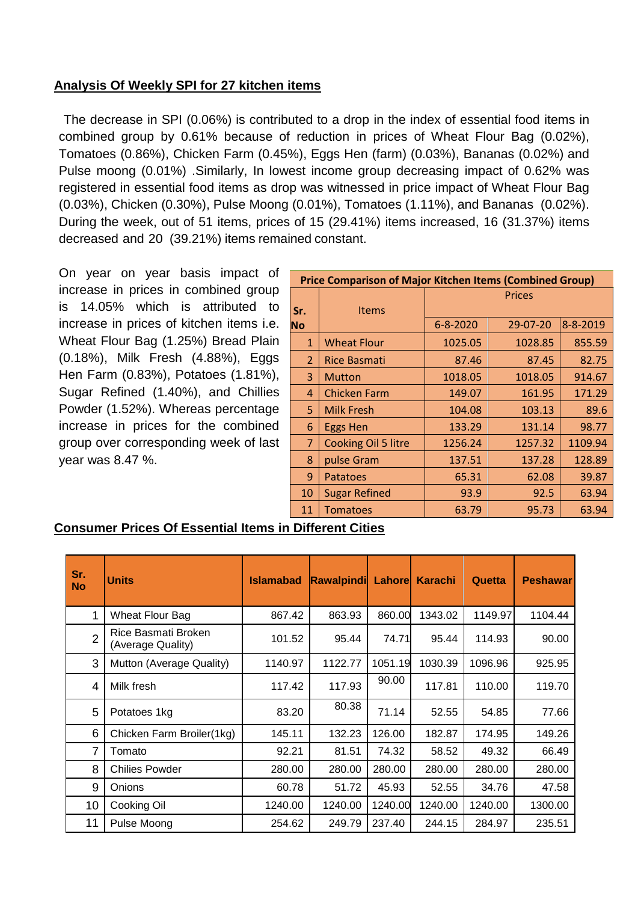## Analysis Of Weekly SPI for 27 kitchen items

The decrease in SPI (0.06%) is contributed to a drop in the index of essential food items in combined group by 0.61% because of reduction in prices of Wheat Flour Bag (0.02%), Tomatoes (0.86%), Chicken Farm (0.45%), Eggs Hen (farm) (0.03%), Bananas (0.02%) and Pulse moong (0.01%) .Similarly, In lowest income group decreasing impact of 0.62% was registered in essential food items as drop was witnessed in price impact of Wheat Flour Bag (0.03%), Chicken (0.30%), Pulse Moong (0.01%), Tomatoes (1.11%), and Bananas (0.02%). During the week, out of 51 items, prices of 15 (29.41%) items increased, 16 (31.37%) items decreased and 20 (39.21%) items remained constant.

On year on year basis impact of increase in prices in combined group is 14.05% which is attributed to increase in prices of kitchen items i.e. Wheat Flour Bag (1.25%) Bread Plain (0.18%), Milk Fresh (4.88%), Eggs Hen Farm (0.83%), Potatoes (1.81%), Sugar Refined (1.40%), and Chillies Powder (1.52%). Whereas percentage increase in prices for the combined group over corresponding week of last year was 8.47 %.

**Price Comparison of Major Kitchen Items (Combined Group)**

| Sr. No | Items | Prices | | |
|---|---|---|---|---|
| | | 6-8-2020 | 29-07-20 | 8-8-2019 |
| 1 | Wheat Flour | 1025.05 | 1028.85 | 855.59 |
| 2 | Rice Basmati | 87.46 | 87.45 | 82.75 |
| 3 | Mutton | 1018.05 | 1018.05 | 914.67 |
| 4 | Chicken Farm | 149.07 | 161.95 | 171.29 |
| 5 | Milk Fresh | 104.08 | 103.13 | 89.6 |
| 6 | Eggs Hen | 133.29 | 131.14 | 98.77 |
| 7 | Cooking Oil 5 litre | 1256.24 | 1257.32 | 1109.94 |
| 8 | pulse Gram | 137.51 | 137.28 | 128.89 |
| 9 | Patatoes | 65.31 | 62.08 | 39.87 |
| 10 | Sugar Refined | 93.9 | 92.5 | 63.94 |
| 11 | Tomatoes | 63.79 | 95.73 | 63.94 |

## Consumer Prices Of Essential Items in Different Cities

| Sr. No | Units | Islamabad | Rawalpindi | Lahore | Karachi | Quetta | Peshawar |
|---|---|---|---|---|---|---|---|
| 1 | Wheat Flour Bag | 867.42 | 863.93 | 860.00 | 1343.02 | 1149.97 | 1104.44 |
| 2 | Rice Basmati Broken (Average Quality) | 101.52 | 95.44 | 74.71 | 95.44 | 114.93 | 90.00 |
| 3 | Mutton (Average Quality) | 1140.97 | 1122.77 | 1051.19 | 1030.39 | 1096.96 | 925.95 |
| 4 | Milk fresh | 117.42 | 117.93 | 90.00 | 117.81 | 110.00 | 119.70 |
| 5 | Potatoes 1kg | 83.20 | 80.38 | 71.14 | 52.55 | 54.85 | 77.66 |
| 6 | Chicken Farm Broiler(1kg) | 145.11 | 132.23 | 126.00 | 182.87 | 174.95 | 149.26 |
| 7 | Tomato | 92.21 | 81.51 | 74.32 | 58.52 | 49.32 | 66.49 |
| 8 | Chilies Powder | 280.00 | 280.00 | 280.00 | 280.00 | 280.00 | 280.00 |
| 9 | Onions | 60.78 | 51.72 | 45.93 | 52.55 | 34.76 | 47.58 |
| 10 | Cooking Oil | 1240.00 | 1240.00 | 1240.00 | 1240.00 | 1240.00 | 1300.00 |
| 11 | Pulse Moong | 254.62 | 249.79 | 237.40 | 244.15 | 284.97 | 235.51 |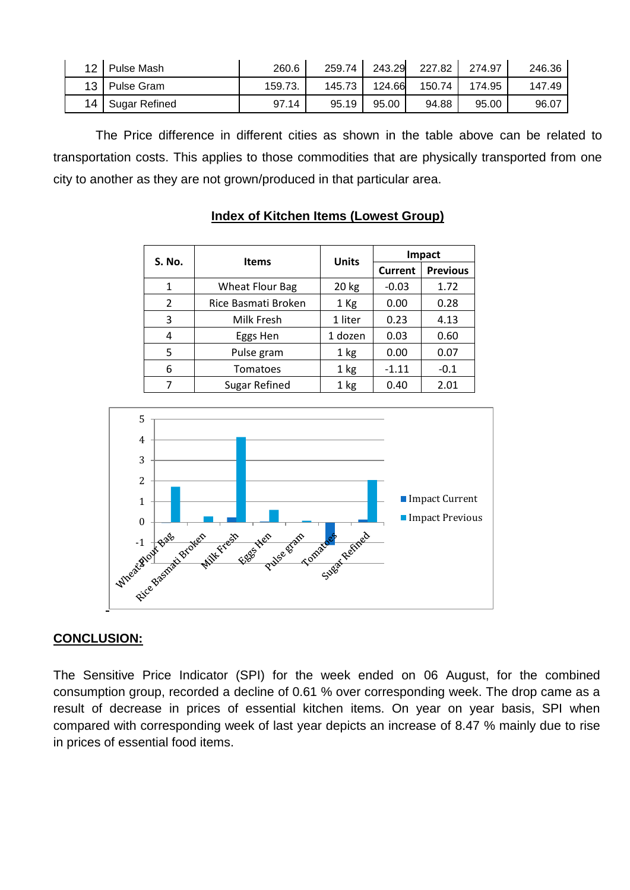| | | | | | | | |
|---|---|---|---|---|---|---|---|
| 12 | Pulse Mash | 260.6 | 259.74 | 243.29 | 227.82 | 274.97 | 246.36 |
| 13 | Pulse Gram | 159.73. | 145.73 | 124.66 | 150.74 | 174.95 | 147.49 |
| 14 | Sugar Refined | 97.14 | 95.19 | 95.00 | 94.88 | 95.00 | 96.07 |

The Price difference in different cities as shown in the table above can be related to transportation costs. This applies to those commodities that are physically transported from one city to another as they are not grown/produced in that particular area.

**Index of Kitchen Items (Lowest Group)**

| S. No. | Items | Units | Impact | |
|---|---|---|---|---|
| | | | Current | Previous |
| 1 | Wheat Flour Bag | 20 kg | -0.03 | 1.72 |
| 2 | Rice Basmati Broken | 1 Kg | 0.00 | 0.28 |
| 3 | Milk Fresh | 1 liter | 0.23 | 4.13 |
| 4 | Eggs Hen | 1 dozen | 0.03 | 0.60 |
| 5 | Pulse gram | 1 kg | 0.00 | 0.07 |
| 6 | Tomatoes | 1 kg | -1.11 | -0.1 |
| 7 | Sugar Refined | 1 kg | 0.40 | 2.01 |

5
4
3
2
1
0
-1

Wheat Flour Bag
Rice Basmati Broken
Milk Fresh
Eggs Hen
Pulse gram
Tomatoes
Sugar Refined

Impact Current
Impact Previous

**CONCLUSION:**

The Sensitive Price Indicator (SPI) for the week ended on 06 August, for the combined consumption group, recorded a decline of 0.61 % over corresponding week. The drop came as a result of decrease in prices of essential kitchen items. On year on year basis, SPI when compared with corresponding week of last year depicts an increase of 8.47 % mainly due to rise in prices of essential food items.